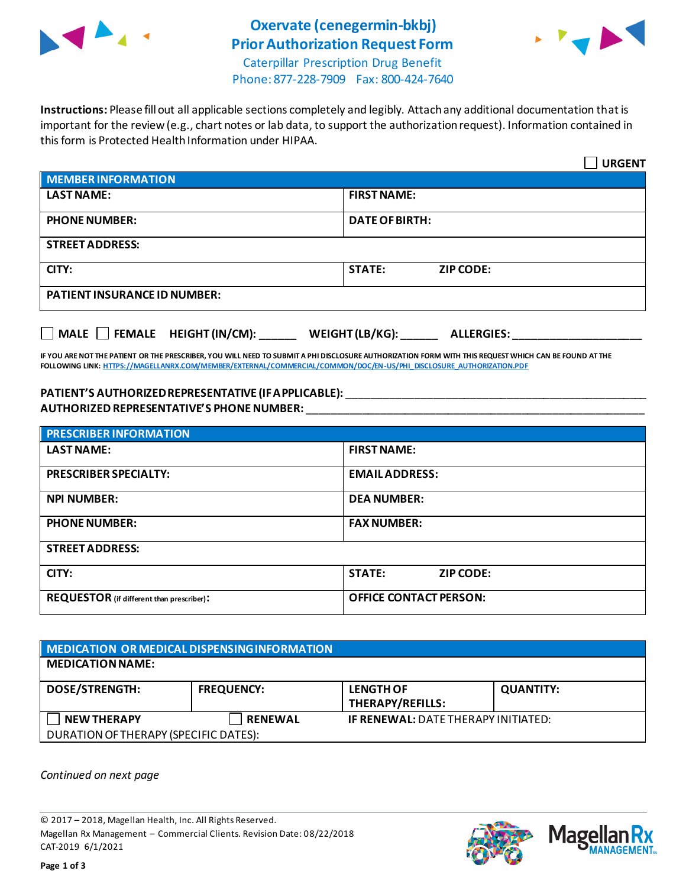# Oxervate (cenegermin-bkbj)
# Prior Authorization Request Form

Caterpillar Prescription Drug Benefit
Phone: 877-228-7909 Fax: 800-424-7640

**Instructions:** Please fill out all applicable sections completely and legibly. Attach any additional documentation that is important for the review (e.g., chart notes or lab data, to support the authorization request). Information contained in this form is Protected Health Information under HIPAA.

☐ **URGENT**

| **MEMBER INFORMATION** | | |
|---|---|---|
| **LAST NAME:** | **FIRST NAME:** | |
| **PHONE NUMBER:** | **DATE OF BIRTH:** | |
| **STREET ADDRESS:** | | |
| **CITY:** | **STATE:** | **ZIP CODE:** |
| **PATIENT INSURANCE ID NUMBER:** | | |

☐ **MALE** ☐ **FEMALE** **HEIGHT (IN/CM):** ______ **WEIGHT (LB/KG):** ______ **ALLERGIES:** ____________________

**IF YOU ARE NOT THE PATIENT OR THE PRESCRIBER, YOU WILL NEED TO SUBMIT A PHI DISCLOSURE AUTHORIZATION FORM WITH THIS REQUEST WHICH CAN BE FOUND AT THE FOLLOWING LINK: HTTPS://MAGELLANRX.COM/MEMBER/EXTERNAL/COMMERCIAL/COMMON/DOC/EN-US/PHI_DISCLOSURE_AUTHORIZATION.PDF**

**PATIENT'S AUTHORIZED REPRESENTATIVE (IF APPLICABLE):** ____________________________________________
**AUTHORIZED REPRESENTATIVE'S PHONE NUMBER:** ____________________________________________

| **PRESCRIBER INFORMATION** | | |
|---|---|---|
| **LAST NAME:** | **FIRST NAME:** | |
| **PRESCRIBER SPECIALTY:** | **EMAIL ADDRESS:** | |
| **NPI NUMBER:** | **DEA NUMBER:** | |
| **PHONE NUMBER:** | **FAX NUMBER:** | |
| **STREET ADDRESS:** | | |
| **CITY:** | **STATE:** | **ZIP CODE:** |
| **REQUESTOR** (if different than prescriber)**:** | **OFFICE CONTACT PERSON:** | |

| **MEDICATION OR MEDICAL DISPENSING INFORMATION** | | | |
|---|---|---|---|
| **MEDICATION NAME:** | | | |
| **DOSE/STRENGTH:** | **FREQUENCY:** | **LENGTH OF THERAPY/REFILLS:** | **QUANTITY:** |
| ☐ **NEW THERAPY** | ☐ **RENEWAL** | **IF RENEWAL:** DATE THERAPY INITIATED: | |
| DURATION OF THERAPY (SPECIFIC DATES): | | | |

*Continued on next page*

© 2017 – 2018, Magellan Health, Inc. All Rights Reserved.
Magellan Rx Management – Commercial Clients. Revision Date: 08/22/2018
CAT-2019 6/1/2021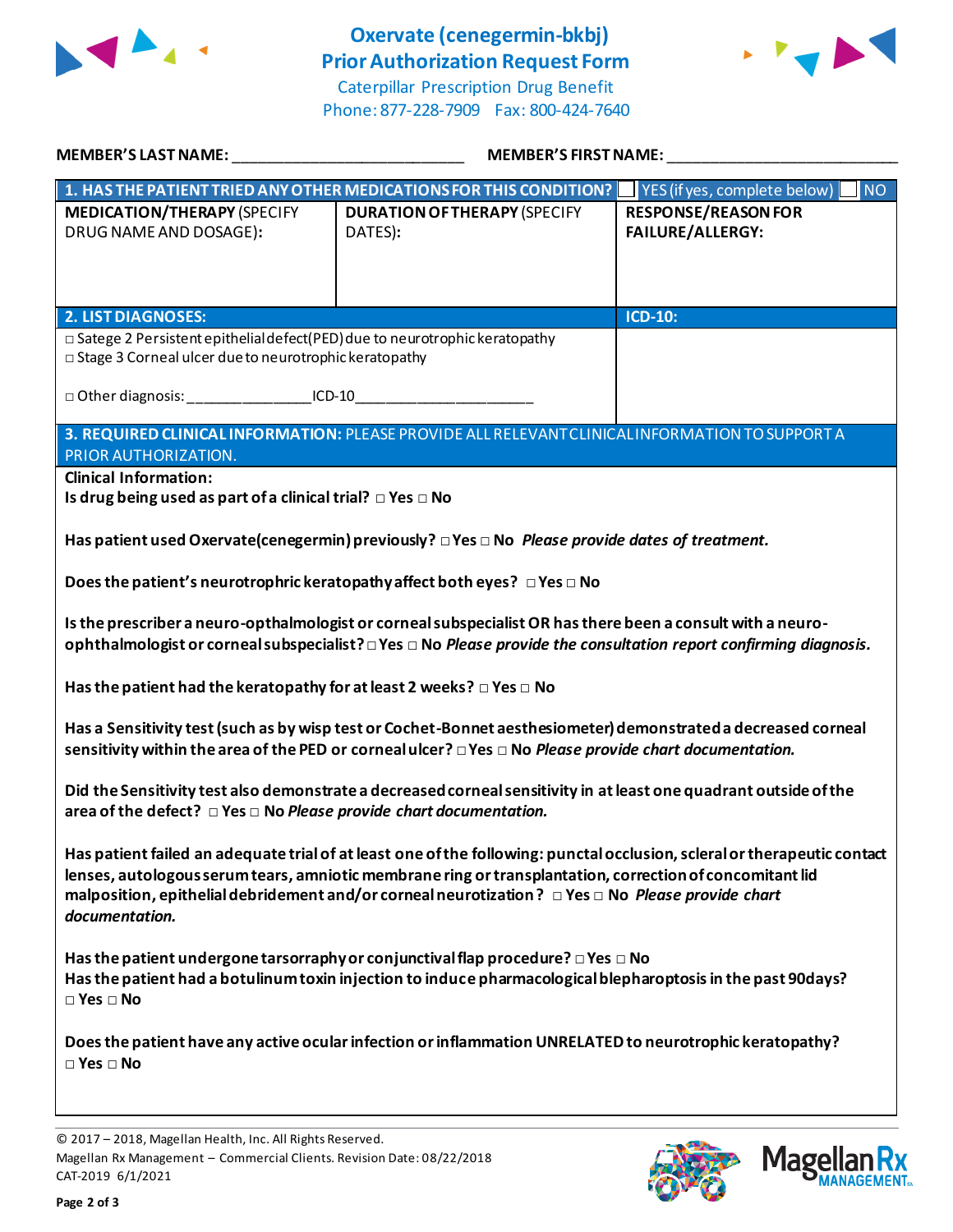# Oxervate (cenegermin-bkbj)
# Prior Authorization Request Form

Caterpillar Prescription Drug Benefit
Phone: 877-228-7909 Fax: 800-424-7640

**MEMBER'S LAST NAME:** ___________________________ **MEMBER'S FIRST NAME:** ___________________________

| **1. HAS THE PATIENT TRIED ANY OTHER MEDICATIONS FOR THIS CONDITION?** | ☐ YES (if yes, complete below) | ☐ NO |
|---|---|---|
| **MEDICATION/THERAPY** (SPECIFY DRUG NAME AND DOSAGE): | **DURATION OF THERAPY** (SPECIFY DATES): | **RESPONSE/REASON FOR FAILURE/ALLERGY:** |
| | | |

| **2. LIST DIAGNOSES:** | **ICD-10:** |
|---|---|
| □ Satege 2 Persistent epithelial defect(PED) due to neurotrophic keratopathy<br>□ Stage 3 Corneal ulcer due to neurotrophic keratopathy<br><br>□ Other diagnosis: _______________ICD-10_____________________ | |

**3. REQUIRED CLINICAL INFORMATION:** PLEASE PROVIDE ALL RELEVANT CLINICAL INFORMATION TO SUPPORT A PRIOR AUTHORIZATION.

**Clinical Information:**

**Is drug being used as part of a clinical trial?** □ **Yes** □ **No**

**Has patient used Oxervate(cenegermin) previously?** □ **Yes** □ **No** ***Please provide dates of treatment.***

**Does the patient's neurotrophic keratopathy affect both eyes?** □ **Yes** □ **No**

**Is the prescriber a neuro-opthalmologist or corneal subspecialist OR has there been a consult with a neuro-ophthalmologist or corneal subspecialist?** □ **Yes** □ **No** ***Please provide the consultation report confirming diagnosis.***

**Has the patient had the keratopathy for at least 2 weeks?** □ **Yes** □ **No**

**Has a Sensitivity test (such as by wisp test or Cochet-Bonnet aesthesiometer) demonstrated a decreased corneal sensitivity within the area of the PED or corneal ulcer?** □ **Yes** □ **No** ***Please provide chart documentation.***

**Did the Sensitivity test also demonstrate a decreased corneal sensitivity in at least one quadrant outside of the area of the defect?** □ **Yes** □ **No** ***Please provide chart documentation.***

**Has patient failed an adequate trial of at least one of the following: punctal occlusion, scleral or therapeutic contact lenses, autologous serum tears, amniotic membrane ring or transplantation, correction of concomitant lid malposition, epithelial debridement and/or corneal neurotization?** □ **Yes** □ **No** ***Please provide chart documentation.***

**Has the patient undergone tarsorraphy or conjunctival flap procedure?** □ **Yes** □ **No**
**Has the patient had a botulinum toxin injection to induce pharmacological blepharoptosis in the past 90days?** □ **Yes** □ **No**

**Does the patient have any active ocular infection or inflammation UNRELATED to neurotrophic keratopathy?** □ **Yes** □ **No**

© 2017 – 2018, Magellan Health, Inc. All Rights Reserved.
Magellan Rx Management – Commercial Clients. Revision Date: 08/22/2018
CAT-2019 6/1/2021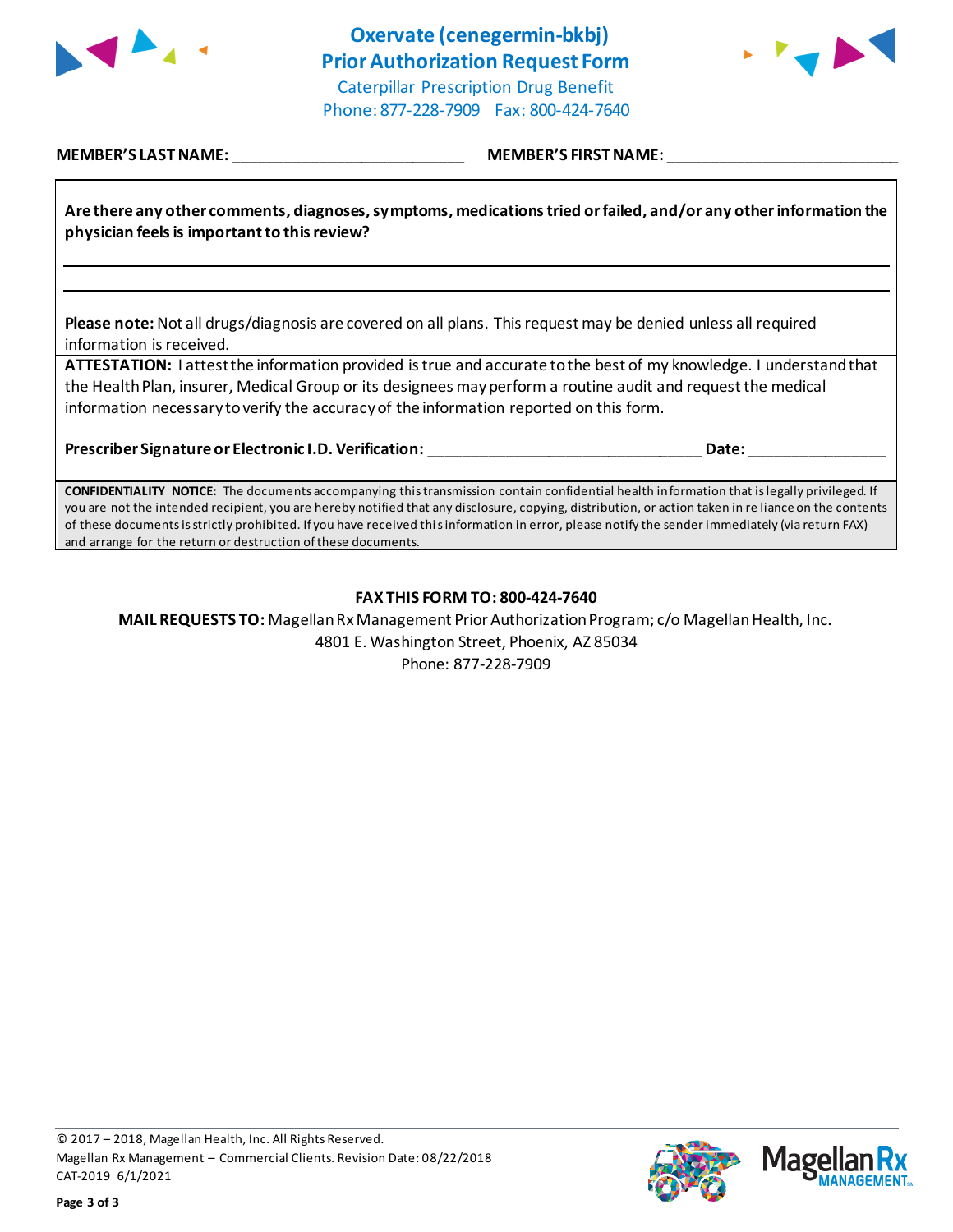# Oxervate (cenegermin-bkbj) Prior Authorization Request Form

Caterpillar Prescription Drug Benefit

Phone: 877-228-7909 Fax: 800-424-7640

**MEMBER'S LAST NAME:** ___________________________ **MEMBER'S FIRST NAME:** ___________________________

**Are there any other comments, diagnoses, symptoms, medications tried or failed, and/or any other information the physician feels is important to this review?**

___________________________________________________________________________

___________________________________________________________________________

**Please note:** Not all drugs/diagnosis are covered on all plans. This request may be denied unless all required information is received.

**ATTESTATION:** I attest the information provided is true and accurate to the best of my knowledge. I understand that the Health Plan, insurer, Medical Group or its designees may perform a routine audit and request the medical information necessary to verify the accuracy of the information reported on this form.

**Prescriber Signature or Electronic I.D. Verification:** ________________________________ **Date:** ________________

**CONFIDENTIALITY NOTICE:** The documents accompanying this transmission contain confidential health information that is legally privileged. If you are not the intended recipient, you are hereby notified that any disclosure, copying, distribution, or action taken in reliance on the contents of these documents is strictly prohibited. If you have received this information in error, please notify the sender immediately (via return FAX) and arrange for the return or destruction of these documents.

**FAX THIS FORM TO: 800-424-7640**

**MAIL REQUESTS TO:** Magellan Rx Management Prior Authorization Program; c/o Magellan Health, Inc.
4801 E. Washington Street, Phoenix, AZ 85034
Phone: 877-228-7909

© 2017 – 2018, Magellan Health, Inc. All Rights Reserved.
Magellan Rx Management – Commercial Clients. Revision Date: 08/22/2018
CAT-2019 6/1/2021